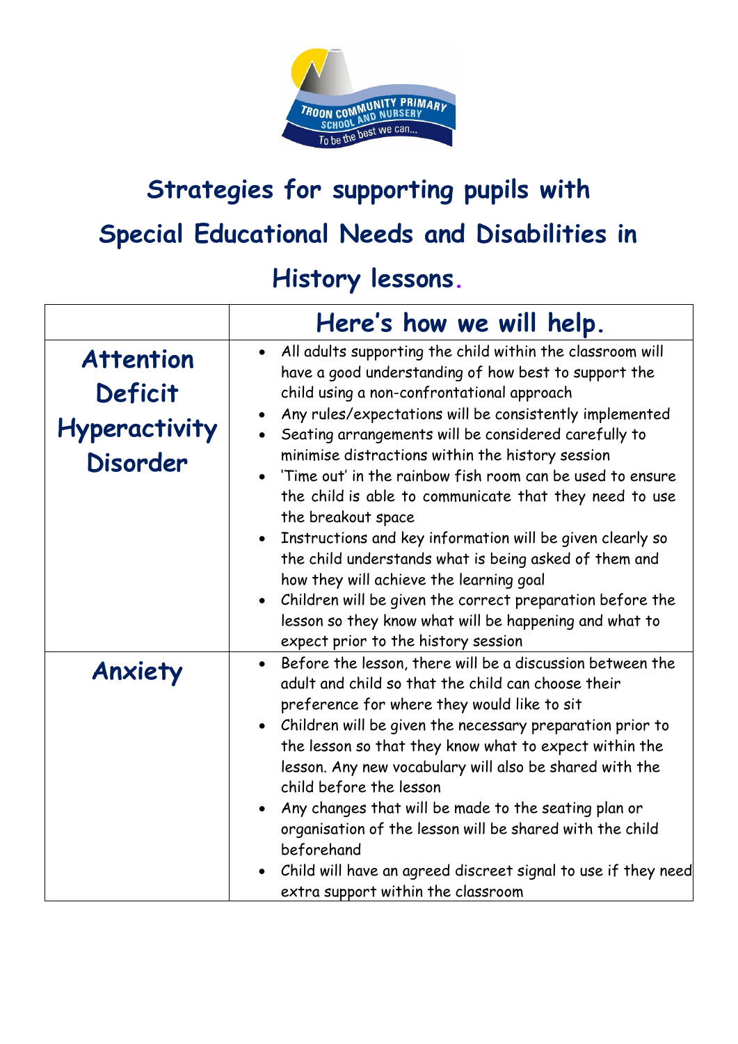# Strategies for supporting pupils with Special Educational Needs and Disabilities in History lessons.

| | Here's how we will help. |
|---|---|
| **Attention Deficit Hyperactivity Disorder** | • All adults supporting the child within the classroom will have a good understanding of how best to support the child using a non-confrontational approach<br>• Any rules/expectations will be consistently implemented<br>• Seating arrangements will be considered carefully to minimise distractions within the history session<br>• 'Time out' in the rainbow fish room can be used to ensure the child is able to communicate that they need to use the breakout space<br>• Instructions and key information will be given clearly so the child understands what is being asked of them and how they will achieve the learning goal<br>• Children will be given the correct preparation before the lesson so they know what will be happening and what to expect prior to the history session |
| **Anxiety** | • Before the lesson, there will be a discussion between the adult and child so that the child can choose their preference for where they would like to sit<br>• Children will be given the necessary preparation prior to the lesson so that they know what to expect within the lesson. Any new vocabulary will also be shared with the child before the lesson<br>• Any changes that will be made to the seating plan or organisation of the lesson will be shared with the child beforehand<br>• Child will have an agreed discreet signal to use if they need extra support within the classroom |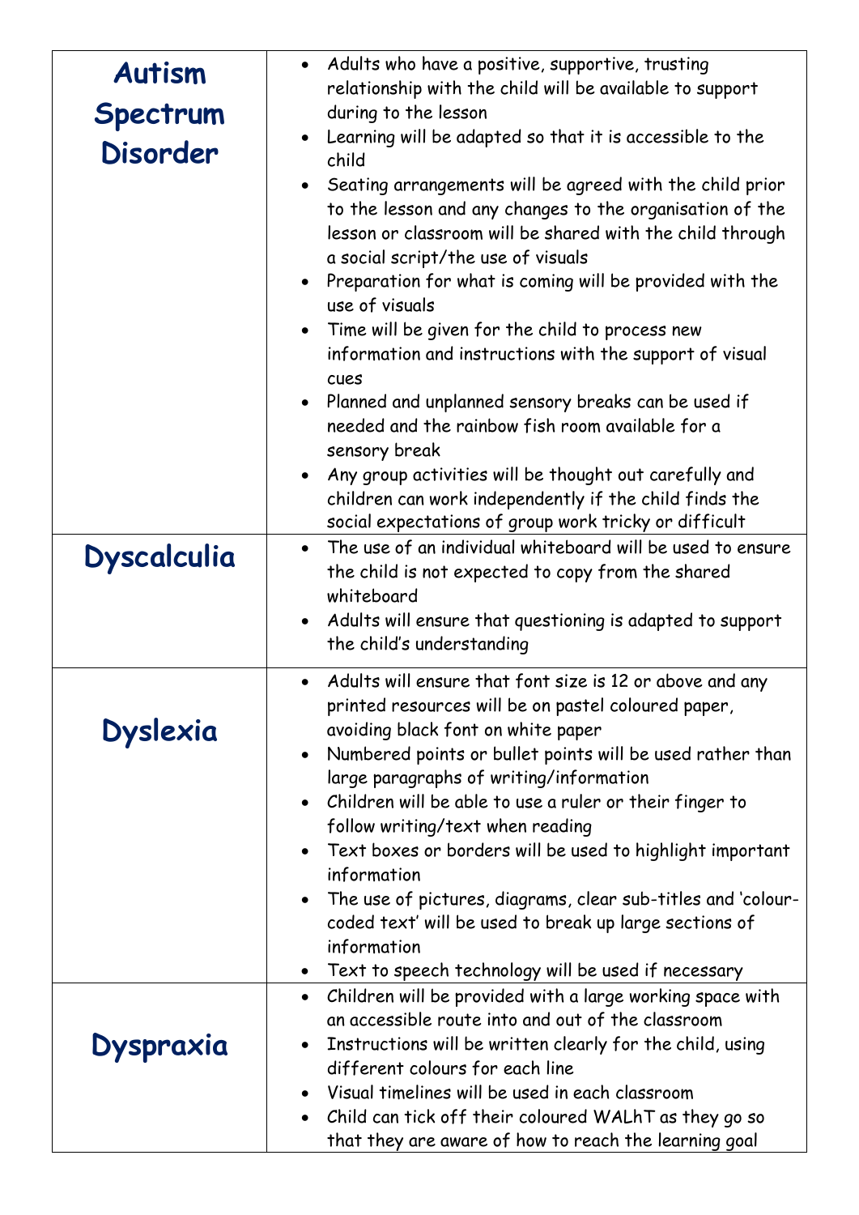| | |
|---|---|
| **Autism Spectrum Disorder** | • Adults who have a positive, supportive, trusting relationship with the child will be available to support during to the lesson<br>• Learning will be adapted so that it is accessible to the child<br>• Seating arrangements will be agreed with the child prior to the lesson and any changes to the organisation of the lesson or classroom will be shared with the child through a social script/the use of visuals<br>• Preparation for what is coming will be provided with the use of visuals<br>• Time will be given for the child to process new information and instructions with the support of visual cues<br>• Planned and unplanned sensory breaks can be used if needed and the rainbow fish room available for a sensory break<br>• Any group activities will be thought out carefully and children can work independently if the child finds the social expectations of group work tricky or difficult |
| **Dyscalculia** | • The use of an individual whiteboard will be used to ensure the child is not expected to copy from the shared whiteboard<br>• Adults will ensure that questioning is adapted to support the child's understanding |
| **Dyslexia** | • Adults will ensure that font size is 12 or above and any printed resources will be on pastel coloured paper, avoiding black font on white paper<br>• Numbered points or bullet points will be used rather than large paragraphs of writing/information<br>• Children will be able to use a ruler or their finger to follow writing/text when reading<br>• Text boxes or borders will be used to highlight important information<br>• The use of pictures, diagrams, clear sub-titles and 'colour-coded text' will be used to break up large sections of information<br>• Text to speech technology will be used if necessary |
| **Dyspraxia** | • Children will be provided with a large working space with an accessible route into and out of the classroom<br>• Instructions will be written clearly for the child, using different colours for each line<br>• Visual timelines will be used in each classroom<br>• Child can tick off their coloured WALhT as they go so that they are aware of how to reach the learning goal |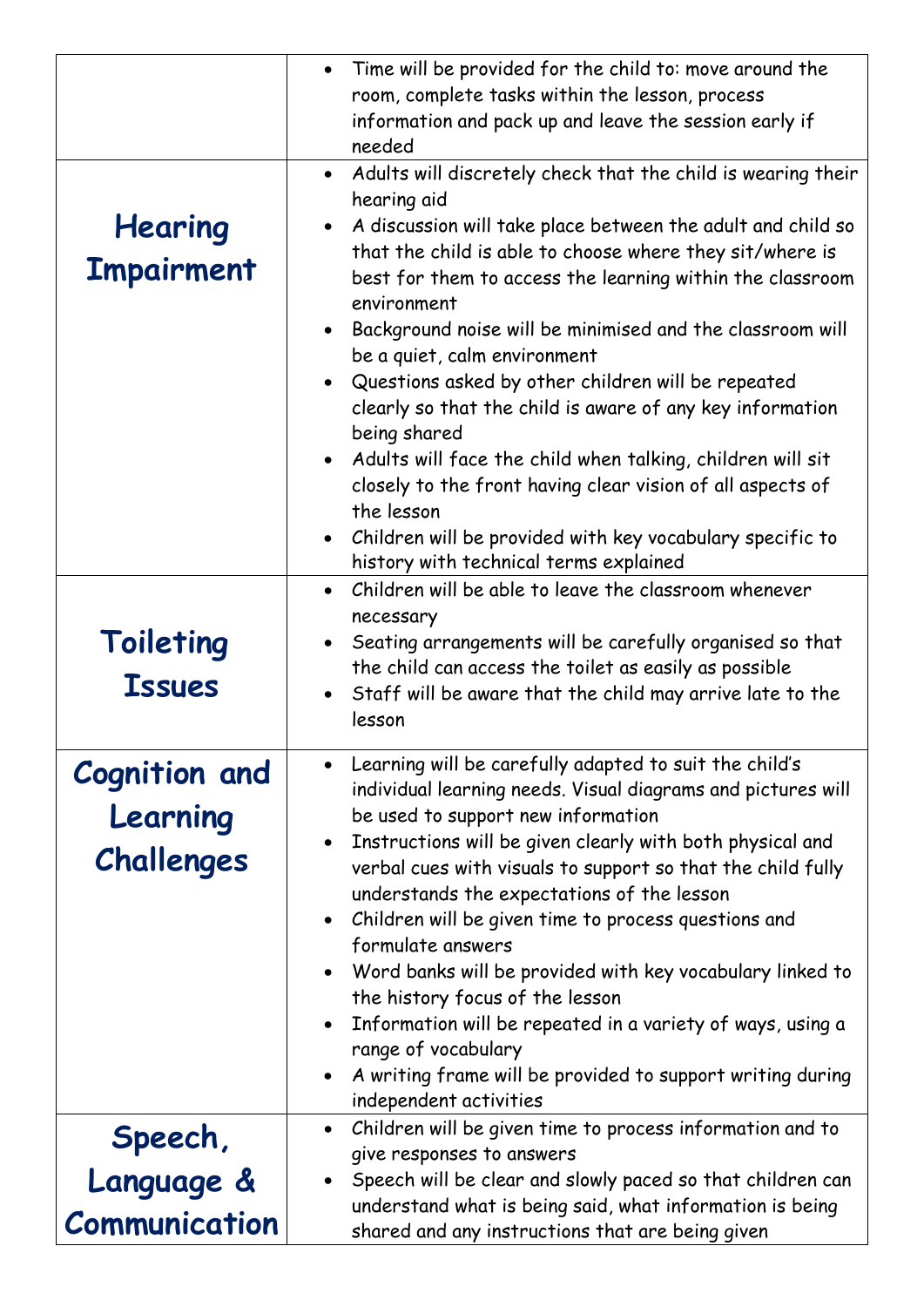| | |
|---|---|
| | • Time will be provided for the child to: move around the room, complete tasks within the lesson, process information and pack up and leave the session early if needed |
| **Hearing Impairment** | • Adults will discretely check that the child is wearing their hearing aid<br>• A discussion will take place between the adult and child so that the child is able to choose where they sit/where is best for them to access the learning within the classroom environment<br>• Background noise will be minimised and the classroom will be a quiet, calm environment<br>• Questions asked by other children will be repeated clearly so that the child is aware of any key information being shared<br>• Adults will face the child when talking, children will sit closely to the front having clear vision of all aspects of the lesson<br>• Children will be provided with key vocabulary specific to history with technical terms explained |
| **Toileting Issues** | • Children will be able to leave the classroom whenever necessary<br>• Seating arrangements will be carefully organised so that the child can access the toilet as easily as possible<br>• Staff will be aware that the child may arrive late to the lesson |
| **Cognition and Learning Challenges** | • Learning will be carefully adapted to suit the child's individual learning needs. Visual diagrams and pictures will be used to support new information<br>• Instructions will be given clearly with both physical and verbal cues with visuals to support so that the child fully understands the expectations of the lesson<br>• Children will be given time to process questions and formulate answers<br>• Word banks will be provided with key vocabulary linked to the history focus of the lesson<br>• Information will be repeated in a variety of ways, using a range of vocabulary<br>• A writing frame will be provided to support writing during independent activities |
| **Speech, Language & Communication** | • Children will be given time to process information and to give responses to answers<br>• Speech will be clear and slowly paced so that children can understand what is being said, what information is being shared and any instructions that are being given |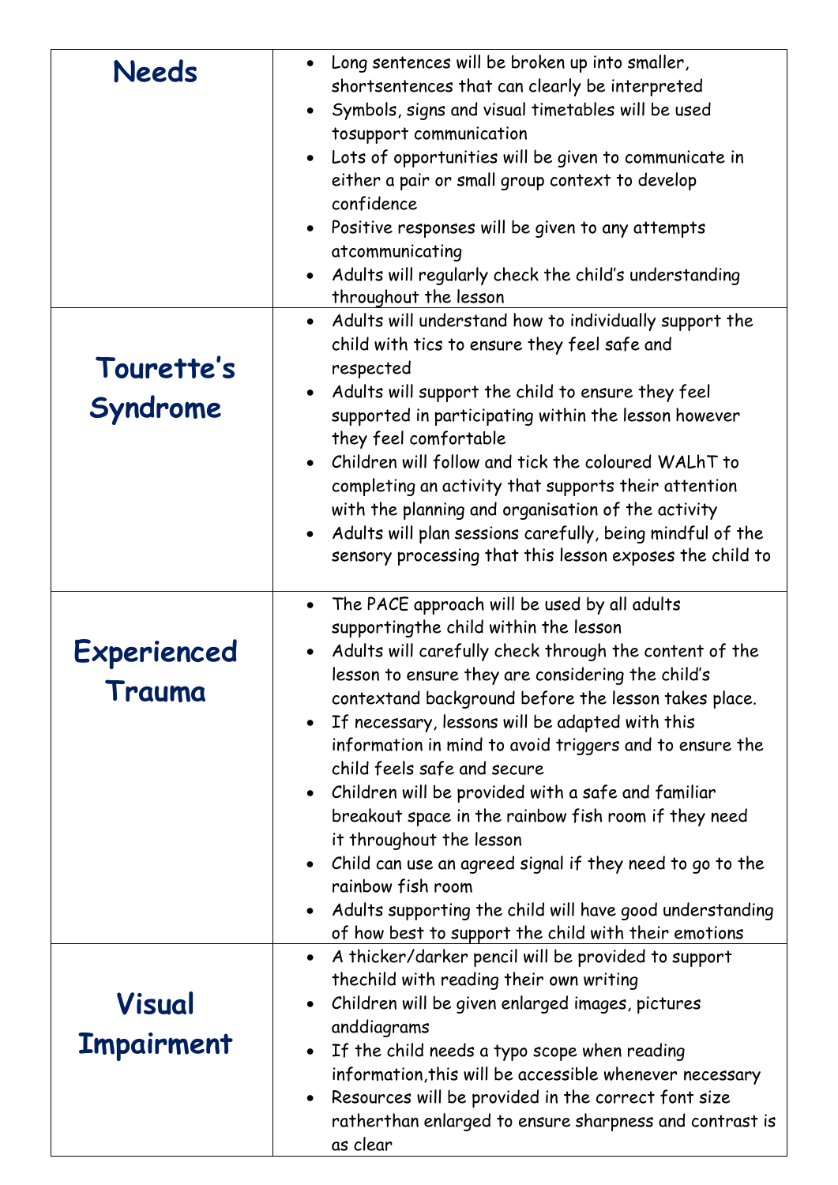| | |
|---|---|
| **Needs** | • Long sentences will be broken up into smaller, shortsentences that can clearly be interpreted<br>• Symbols, signs and visual timetables will be used tosupport communication<br>• Lots of opportunities will be given to communicate in either a pair or small group context to develop confidence<br>• Positive responses will be given to any attempts atcommunicating<br>• Adults will regularly check the child's understanding throughout the lesson |
| **Tourette's Syndrome** | • Adults will understand how to individually support the child with tics to ensure they feel safe and respected<br>• Adults will support the child to ensure they feel supported in participating within the lesson however they feel comfortable<br>• Children will follow and tick the coloured WALhT to completing an activity that supports their attention with the planning and organisation of the activity<br>• Adults will plan sessions carefully, being mindful of the sensory processing that this lesson exposes the child to |
| **Experienced Trauma** | • The PACE approach will be used by all adults supportingthe child within the lesson<br>• Adults will carefully check through the content of the lesson to ensure they are considering the child's contextand background before the lesson takes place.<br>• If necessary, lessons will be adapted with this information in mind to avoid triggers and to ensure the child feels safe and secure<br>• Children will be provided with a safe and familiar breakout space in the rainbow fish room if they need it throughout the lesson<br>• Child can use an agreed signal if they need to go to the rainbow fish room<br>• Adults supporting the child will have good understanding of how best to support the child with their emotions |
| **Visual Impairment** | • A thicker/darker pencil will be provided to support thechild with reading their own writing<br>• Children will be given enlarged images, pictures anddiagrams<br>• If the child needs a typo scope when reading information,this will be accessible whenever necessary<br>• Resources will be provided in the correct font size ratherthan enlarged to ensure sharpness and contrast is as clear |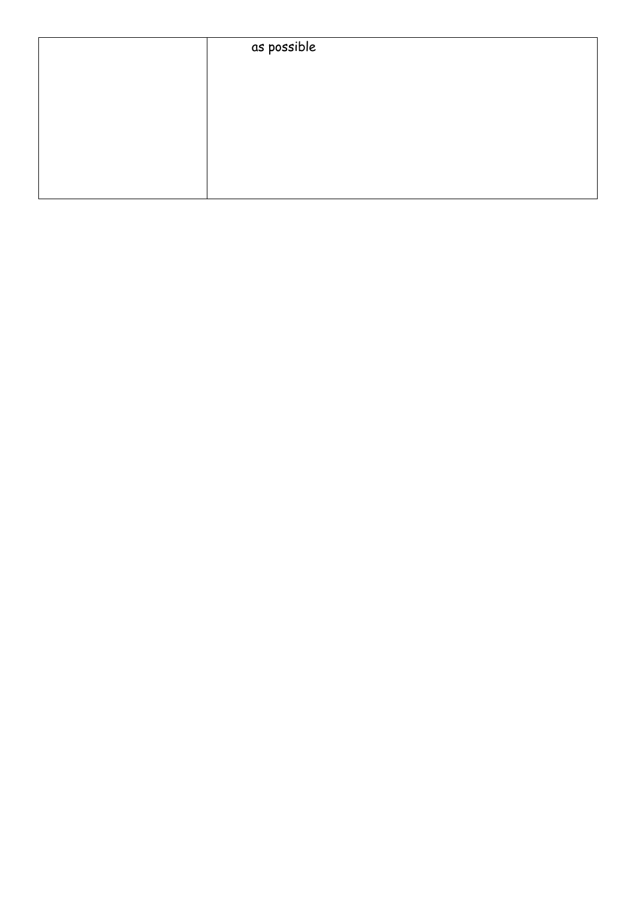| | |
|---|---|
| | as possible |